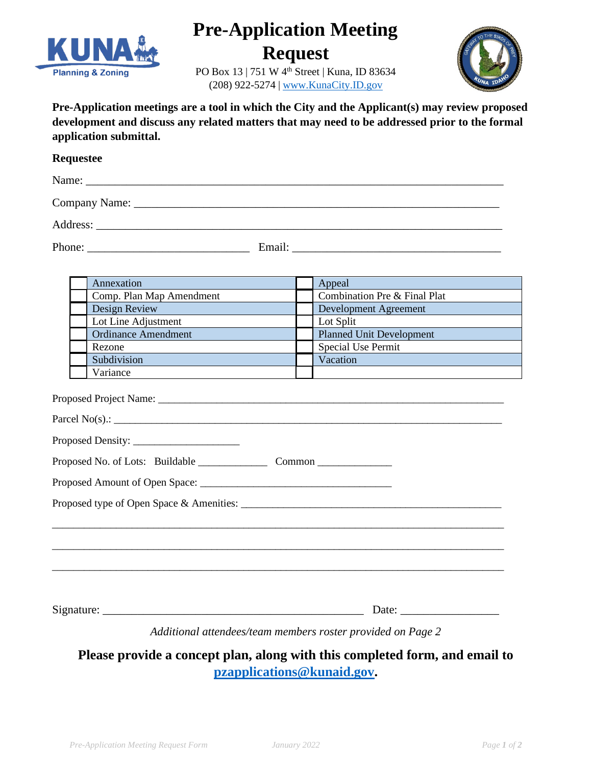# Pre-Application Meeting Request

PO Box 13 | 751 W 4th Street | Kuna, ID 83634
(208) 922-5274 | www.KunaCity.ID.gov

**Pre-Application meetings are a tool in which the City and the Applicant(s) may review proposed development and discuss any related matters that may need to be addressed prior to the formal application submittal.**

**Requestee**

Name: ___________________________________________________________________

Company Name: ___________________________________________________________

Address: _________________________________________________________________

Phone: ____________________________ Email: ____________________________________

| | | | |
|---|---|---|---|
| ☐ | Annexation | ☐ | Appeal |
| ☐ | Comp. Plan Map Amendment | ☐ | Combination Pre & Final Plat |
| ☐ | Design Review | ☐ | Development Agreement |
| ☐ | Lot Line Adjustment | ☐ | Lot Split |
| ☐ | Ordinance Amendment | ☐ | Planned Unit Development |
| ☐ | Rezone | ☐ | Special Use Permit |
| ☐ | Subdivision | ☐ | Vacation |
| ☐ | Variance | ☐ | |

Proposed Project Name: _____________________________________________________________

Parcel No(s).: ______________________________________________________________________

Proposed Density: ____________________

Proposed No. of Lots: Buildable _____________ Common _____________

Proposed Amount of Open Space: ___________________________________

Proposed type of Open Space & Amenities: ______________________________________________

_____________________________________________________________________________________

_____________________________________________________________________________________

_____________________________________________________________________________________

Signature: _______________________________________________ Date: _________________

*Additional attendees/team members roster provided on Page 2*

**Please provide a concept plan, along with this completed form, and email to pzapplications@kunaid.gov.**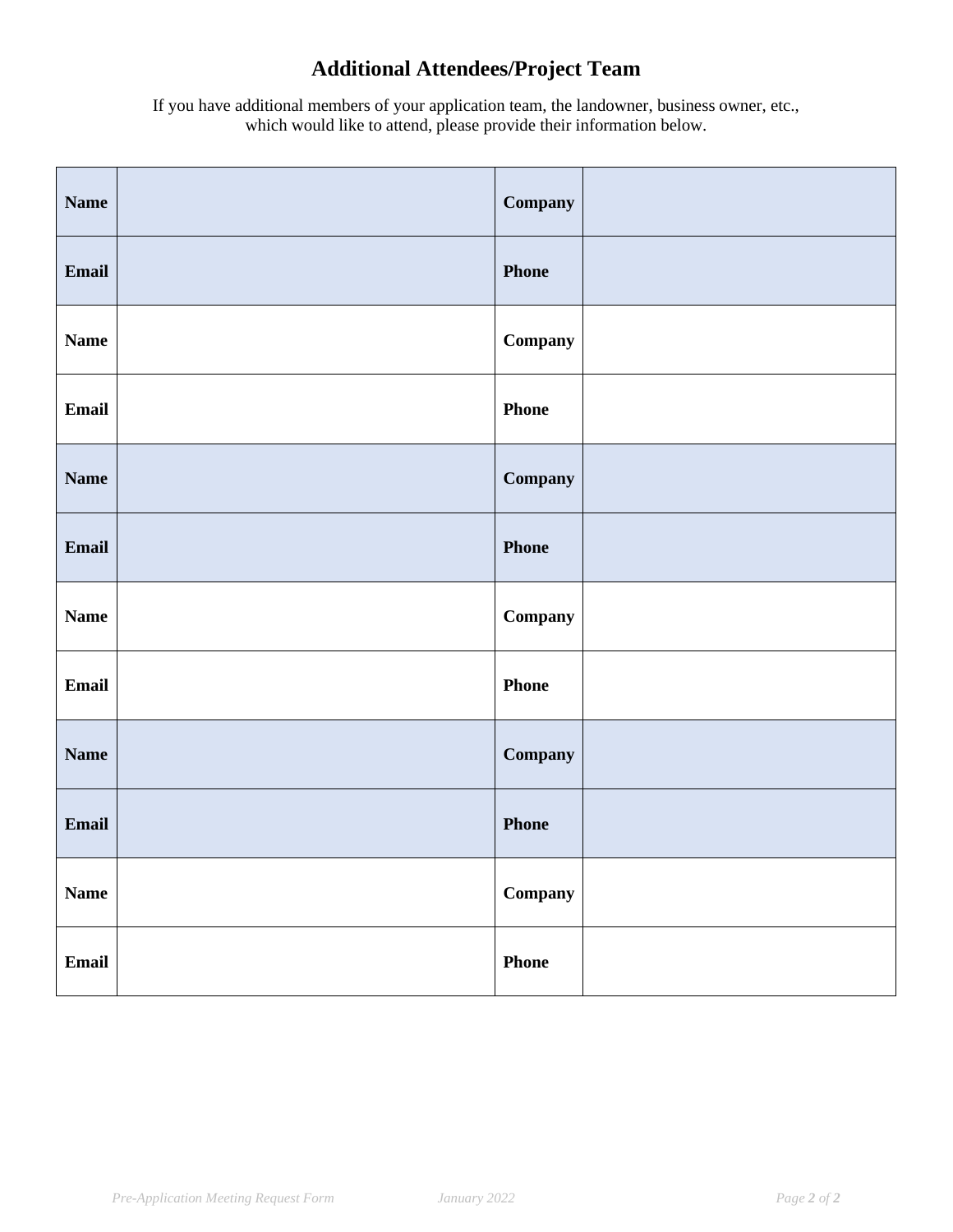## Additional Attendees/Project Team

If you have additional members of your application team, the landowner, business owner, etc., which would like to attend, please provide their information below.

| | | | |
|---|---|---|---|
| **Name** | | **Company** | |
| **Email** | | **Phone** | |
| **Name** | | **Company** | |
| **Email** | | **Phone** | |
| **Name** | | **Company** | |
| **Email** | | **Phone** | |
| **Name** | | **Company** | |
| **Email** | | **Phone** | |
| **Name** | | **Company** | |
| **Email** | | **Phone** | |
| **Name** | | **Company** | |
| **Email** | | **Phone** | |